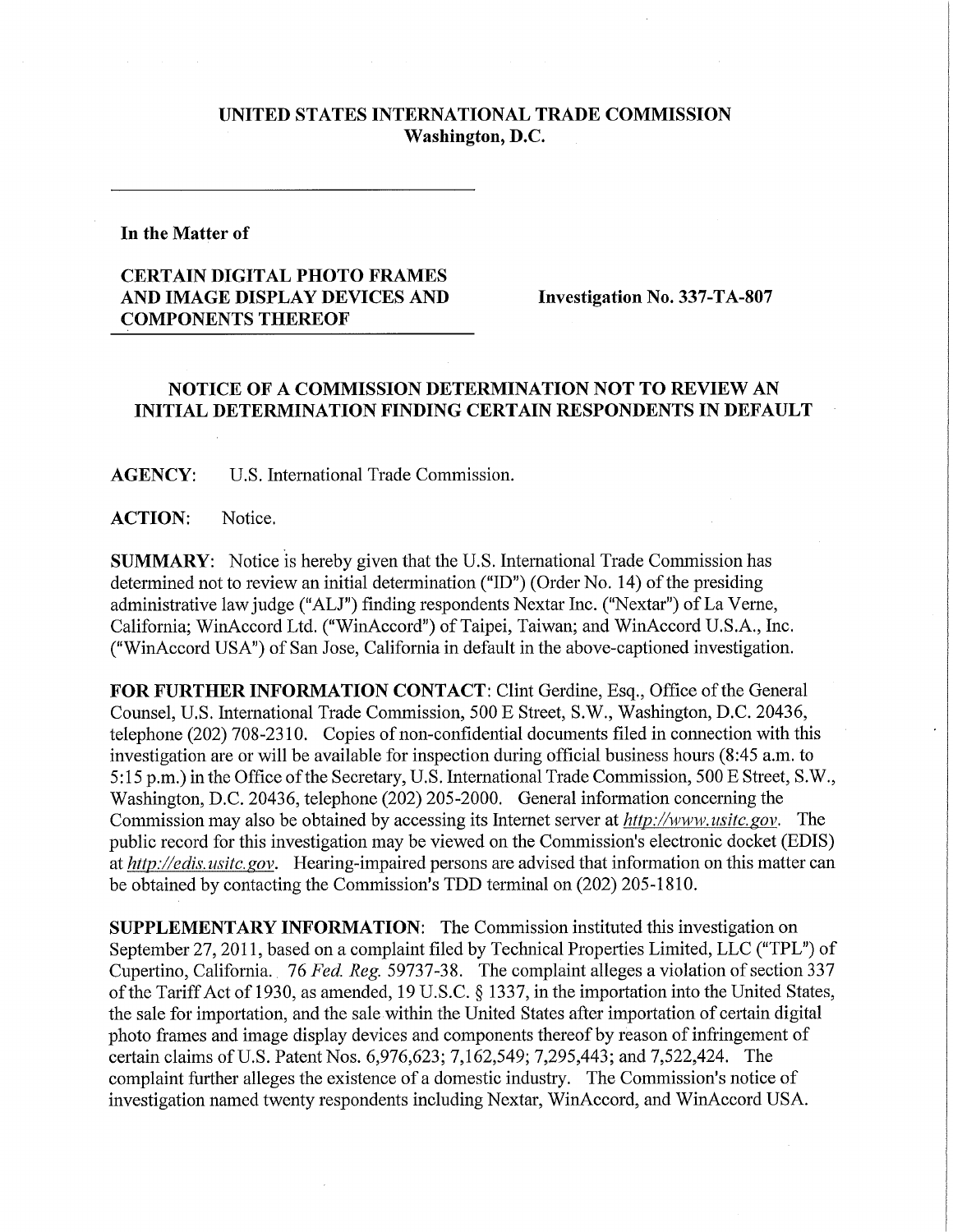**UNITED STATES INTERNATIONAL TRADE COMMISSION**
**Washington, D.C.**

**In the Matter of**

**CERTAIN DIGITAL PHOTO FRAMES AND IMAGE DISPLAY DEVICES AND COMPONENTS THEREOF**

**Investigation No. 337-TA-807**

## NOTICE OF A COMMISSION DETERMINATION NOT TO REVIEW AN INITIAL DETERMINATION FINDING CERTAIN RESPONDENTS IN DEFAULT

**AGENCY:** U.S. International Trade Commission.

**ACTION:** Notice.

**SUMMARY:** Notice is hereby given that the U.S. International Trade Commission has determined not to review an initial determination ("ID") (Order No. 14) of the presiding administrative law judge ("ALJ") finding respondents Nextar Inc. ("Nextar") of La Verne, California; WinAccord Ltd. ("WinAccord") of Taipei, Taiwan; and WinAccord U.S.A., Inc. ("WinAccord USA") of San Jose, California in default in the above-captioned investigation.

**FOR FURTHER INFORMATION CONTACT:** Clint Gerdine, Esq., Office of the General Counsel, U.S. International Trade Commission, 500 E Street, S.W., Washington, D.C. 20436, telephone (202) 708-2310. Copies of non-confidential documents filed in connection with this investigation are or will be available for inspection during official business hours (8:45 a.m. to 5:15 p.m.) in the Office of the Secretary, U.S. International Trade Commission, 500 E Street, S.W., Washington, D.C. 20436, telephone (202) 205-2000. General information concerning the Commission may also be obtained by accessing its Internet server at *http://www.usitc.gov*. The public record for this investigation may be viewed on the Commission's electronic docket (EDIS) at *http://edis.usitc.gov*. Hearing-impaired persons are advised that information on this matter can be obtained by contacting the Commission's TDD terminal on (202) 205-1810.

**SUPPLEMENTARY INFORMATION:** The Commission instituted this investigation on September 27, 2011, based on a complaint filed by Technical Properties Limited, LLC ("TPL") of Cupertino, California. 76 *Fed. Reg.* 59737-38. The complaint alleges a violation of section 337 of the Tariff Act of 1930, as amended, 19 U.S.C. § 1337, in the importation into the United States, the sale for importation, and the sale within the United States after importation of certain digital photo frames and image display devices and components thereof by reason of infringement of certain claims of U.S. Patent Nos. 6,976,623; 7,162,549; 7,295,443; and 7,522,424. The complaint further alleges the existence of a domestic industry. The Commission's notice of investigation named twenty respondents including Nextar, WinAccord, and WinAccord USA.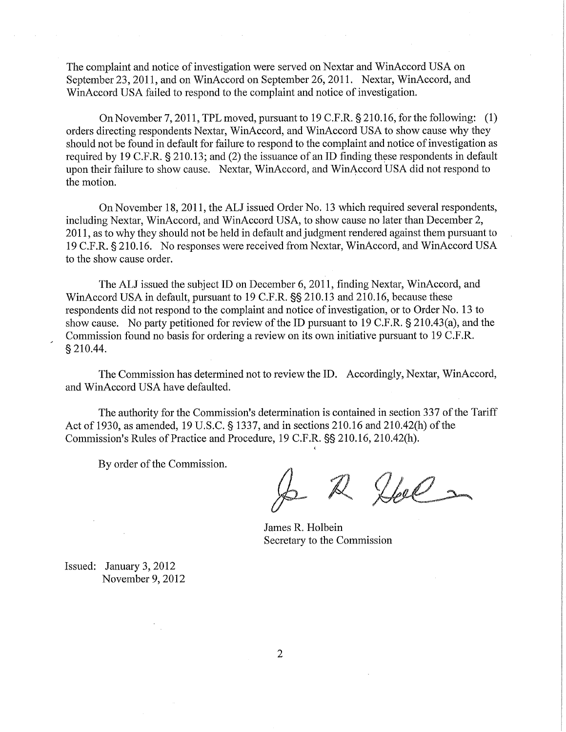The complaint and notice of investigation were served on Nextar and WinAccord USA on September 23, 2011, and on WinAccord on September 26, 2011. Nextar, WinAccord, and WinAccord USA failed to respond to the complaint and notice of investigation.

On November 7, 2011, TPL moved, pursuant to 19 C.F.R. § 210.16, for the following: (1) orders directing respondents Nextar, WinAccord, and WinAccord USA to show cause why they should not be found in default for failure to respond to the complaint and notice of investigation as required by 19 C.F.R. § 210.13; and (2) the issuance of an ID finding these respondents in default upon their failure to show cause. Nextar, WinAccord, and WinAccord USA did not respond to the motion.

On November 18, 2011, the ALJ issued Order No. 13 which required several respondents, including Nextar, WinAccord, and WinAccord USA, to show cause no later than December 2, 2011, as to why they should not be held in default and judgment rendered against them pursuant to 19 C.F.R. § 210.16. No responses were received from Nextar, WinAccord, and WinAccord USA to the show cause order.

The ALJ issued the subject ID on December 6, 2011, finding Nextar, WinAccord, and WinAccord USA in default, pursuant to 19 C.F.R. §§ 210.13 and 210.16, because these respondents did not respond to the complaint and notice of investigation, or to Order No. 13 to show cause. No party petitioned for review of the ID pursuant to 19 C.F.R. § 210.43(a), and the Commission found no basis for ordering a review on its own initiative pursuant to 19 C.F.R. § 210.44.

The Commission has determined not to review the ID. Accordingly, Nextar, WinAccord, and WinAccord USA have defaulted.

The authority for the Commission's determination is contained in section 337 of the Tariff Act of 1930, as amended, 19 U.S.C. § 1337, and in sections 210.16 and 210.42(h) of the Commission's Rules of Practice and Procedure, 19 C.F.R. §§ 210.16, 210.42(h).

By order of the Commission.

James R. Holbein
Secretary to the Commission

Issued: January 3, 2012
November 9, 2012